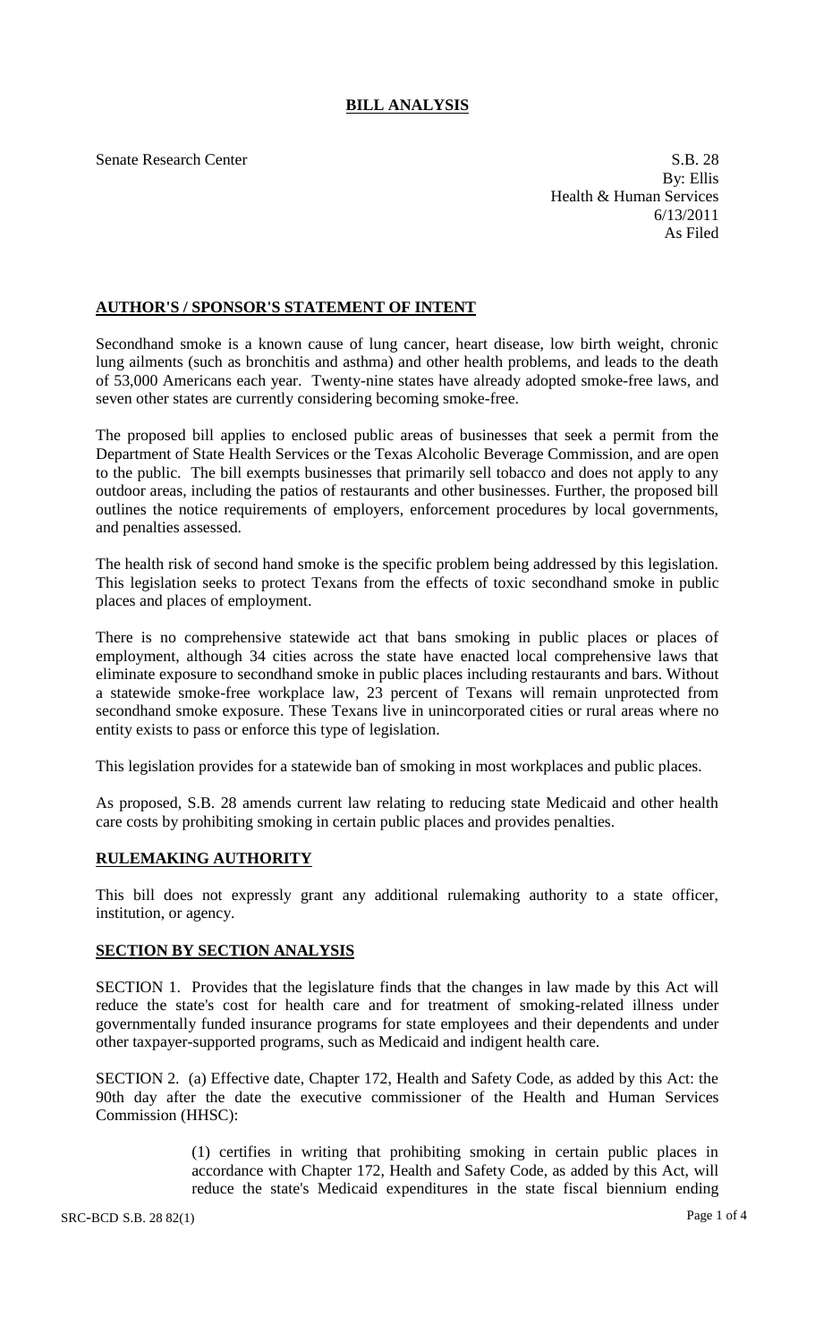# BILL ANALYSIS

Senate Research Center

S.B. 28
By: Ellis
Health & Human Services
6/13/2011
As Filed

## AUTHOR'S / SPONSOR'S STATEMENT OF INTENT

Secondhand smoke is a known cause of lung cancer, heart disease, low birth weight, chronic lung ailments (such as bronchitis and asthma) and other health problems, and leads to the death of 53,000 Americans each year. Twenty-nine states have already adopted smoke-free laws, and seven other states are currently considering becoming smoke-free.

The proposed bill applies to enclosed public areas of businesses that seek a permit from the Department of State Health Services or the Texas Alcoholic Beverage Commission, and are open to the public. The bill exempts businesses that primarily sell tobacco and does not apply to any outdoor areas, including the patios of restaurants and other businesses. Further, the proposed bill outlines the notice requirements of employers, enforcement procedures by local governments, and penalties assessed.

The health risk of second hand smoke is the specific problem being addressed by this legislation. This legislation seeks to protect Texans from the effects of toxic secondhand smoke in public places and places of employment.

There is no comprehensive statewide act that bans smoking in public places or places of employment, although 34 cities across the state have enacted local comprehensive laws that eliminate exposure to secondhand smoke in public places including restaurants and bars. Without a statewide smoke-free workplace law, 23 percent of Texans will remain unprotected from secondhand smoke exposure. These Texans live in unincorporated cities or rural areas where no entity exists to pass or enforce this type of legislation.

This legislation provides for a statewide ban of smoking in most workplaces and public places.

As proposed, S.B. 28 amends current law relating to reducing state Medicaid and other health care costs by prohibiting smoking in certain public places and provides penalties.

## RULEMAKING AUTHORITY

This bill does not expressly grant any additional rulemaking authority to a state officer, institution, or agency.

## SECTION BY SECTION ANALYSIS

SECTION 1. Provides that the legislature finds that the changes in law made by this Act will reduce the state's cost for health care and for treatment of smoking-related illness under governmentally funded insurance programs for state employees and their dependents and under other taxpayer-supported programs, such as Medicaid and indigent health care.

SECTION 2. (a) Effective date, Chapter 172, Health and Safety Code, as added by this Act: the 90th day after the date the executive commissioner of the Health and Human Services Commission (HHSC):

> (1) certifies in writing that prohibiting smoking in certain public places in accordance with Chapter 172, Health and Safety Code, as added by this Act, will reduce the state's Medicaid expenditures in the state fiscal biennium ending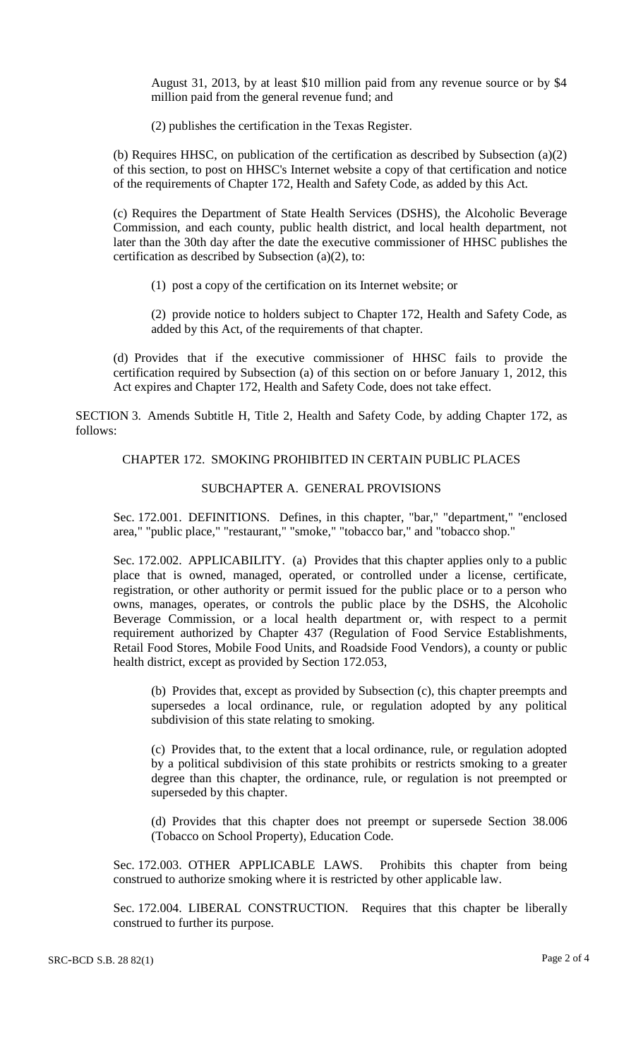August 31, 2013, by at least $10 million paid from any revenue source or by $4 million paid from the general revenue fund; and

(2) publishes the certification in the Texas Register.

(b) Requires HHSC, on publication of the certification as described by Subsection (a)(2) of this section, to post on HHSC's Internet website a copy of that certification and notice of the requirements of Chapter 172, Health and Safety Code, as added by this Act.

(c) Requires the Department of State Health Services (DSHS), the Alcoholic Beverage Commission, and each county, public health district, and local health department, not later than the 30th day after the date the executive commissioner of HHSC publishes the certification as described by Subsection (a)(2), to:

(1) post a copy of the certification on its Internet website; or

(2) provide notice to holders subject to Chapter 172, Health and Safety Code, as added by this Act, of the requirements of that chapter.

(d) Provides that if the executive commissioner of HHSC fails to provide the certification required by Subsection (a) of this section on or before January 1, 2012, this Act expires and Chapter 172, Health and Safety Code, does not take effect.

SECTION 3. Amends Subtitle H, Title 2, Health and Safety Code, by adding Chapter 172, as follows:

CHAPTER 172. SMOKING PROHIBITED IN CERTAIN PUBLIC PLACES

SUBCHAPTER A. GENERAL PROVISIONS

Sec. 172.001. DEFINITIONS. Defines, in this chapter, "bar," "department," "enclosed area," "public place," "restaurant," "smoke," "tobacco bar," and "tobacco shop."

Sec. 172.002. APPLICABILITY. (a) Provides that this chapter applies only to a public place that is owned, managed, operated, or controlled under a license, certificate, registration, or other authority or permit issued for the public place or to a person who owns, manages, operates, or controls the public place by the DSHS, the Alcoholic Beverage Commission, or a local health department or, with respect to a permit requirement authorized by Chapter 437 (Regulation of Food Service Establishments, Retail Food Stores, Mobile Food Units, and Roadside Food Vendors), a county or public health district, except as provided by Section 172.053,

(b) Provides that, except as provided by Subsection (c), this chapter preempts and supersedes a local ordinance, rule, or regulation adopted by any political subdivision of this state relating to smoking.

(c) Provides that, to the extent that a local ordinance, rule, or regulation adopted by a political subdivision of this state prohibits or restricts smoking to a greater degree than this chapter, the ordinance, rule, or regulation is not preempted or superseded by this chapter.

(d) Provides that this chapter does not preempt or supersede Section 38.006 (Tobacco on School Property), Education Code.

Sec. 172.003. OTHER APPLICABLE LAWS. Prohibits this chapter from being construed to authorize smoking where it is restricted by other applicable law.

Sec. 172.004. LIBERAL CONSTRUCTION. Requires that this chapter be liberally construed to further its purpose.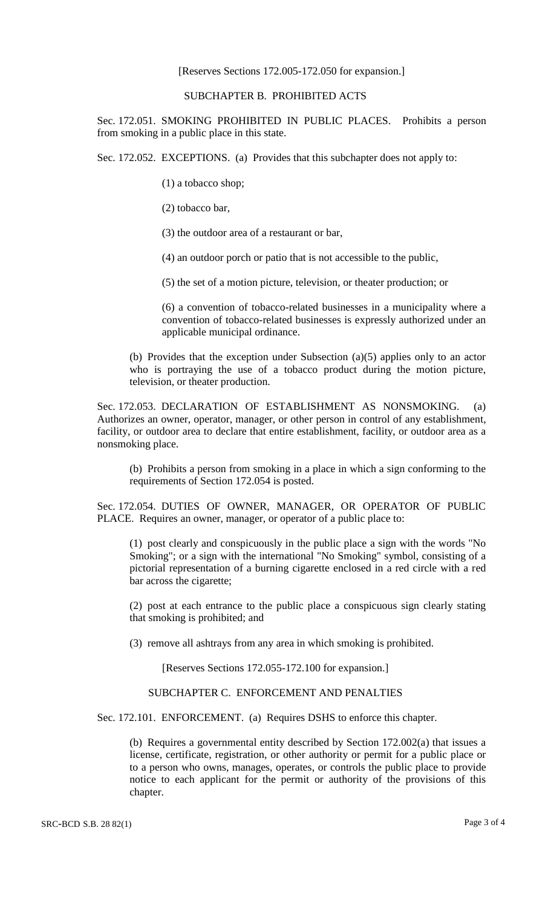[Reserves Sections 172.005-172.050 for expansion.]

SUBCHAPTER B. PROHIBITED ACTS

Sec. 172.051. SMOKING PROHIBITED IN PUBLIC PLACES. Prohibits a person from smoking in a public place in this state.

Sec. 172.052. EXCEPTIONS. (a) Provides that this subchapter does not apply to:

(1) a tobacco shop;

(2) tobacco bar,

(3) the outdoor area of a restaurant or bar,

(4) an outdoor porch or patio that is not accessible to the public,

(5) the set of a motion picture, television, or theater production; or

(6) a convention of tobacco-related businesses in a municipality where a convention of tobacco-related businesses is expressly authorized under an applicable municipal ordinance.

(b) Provides that the exception under Subsection (a)(5) applies only to an actor who is portraying the use of a tobacco product during the motion picture, television, or theater production.

Sec. 172.053. DECLARATION OF ESTABLISHMENT AS NONSMOKING. (a) Authorizes an owner, operator, manager, or other person in control of any establishment, facility, or outdoor area to declare that entire establishment, facility, or outdoor area as a nonsmoking place.

(b) Prohibits a person from smoking in a place in which a sign conforming to the requirements of Section 172.054 is posted.

Sec. 172.054. DUTIES OF OWNER, MANAGER, OR OPERATOR OF PUBLIC PLACE. Requires an owner, manager, or operator of a public place to:

(1) post clearly and conspicuously in the public place a sign with the words "No Smoking"; or a sign with the international "No Smoking" symbol, consisting of a pictorial representation of a burning cigarette enclosed in a red circle with a red bar across the cigarette;

(2) post at each entrance to the public place a conspicuous sign clearly stating that smoking is prohibited; and

(3) remove all ashtrays from any area in which smoking is prohibited.

[Reserves Sections 172.055-172.100 for expansion.]

SUBCHAPTER C. ENFORCEMENT AND PENALTIES

Sec. 172.101. ENFORCEMENT. (a) Requires DSHS to enforce this chapter.

(b) Requires a governmental entity described by Section 172.002(a) that issues a license, certificate, registration, or other authority or permit for a public place or to a person who owns, manages, operates, or controls the public place to provide notice to each applicant for the permit or authority of the provisions of this chapter.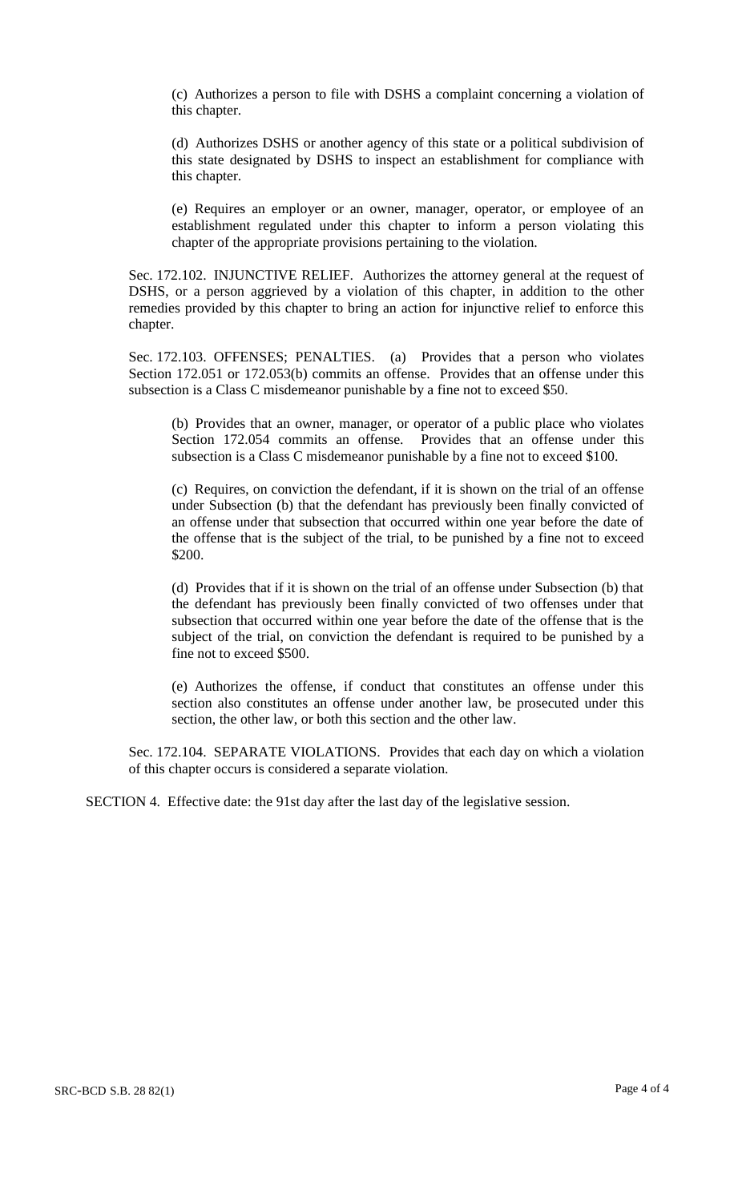(c) Authorizes a person to file with DSHS a complaint concerning a violation of this chapter.

(d) Authorizes DSHS or another agency of this state or a political subdivision of this state designated by DSHS to inspect an establishment for compliance with this chapter.

(e) Requires an employer or an owner, manager, operator, or employee of an establishment regulated under this chapter to inform a person violating this chapter of the appropriate provisions pertaining to the violation.

Sec. 172.102. INJUNCTIVE RELIEF. Authorizes the attorney general at the request of DSHS, or a person aggrieved by a violation of this chapter, in addition to the other remedies provided by this chapter to bring an action for injunctive relief to enforce this chapter.

Sec. 172.103. OFFENSES; PENALTIES. (a) Provides that a person who violates Section 172.051 or 172.053(b) commits an offense. Provides that an offense under this subsection is a Class C misdemeanor punishable by a fine not to exceed $50.

(b) Provides that an owner, manager, or operator of a public place who violates Section 172.054 commits an offense. Provides that an offense under this subsection is a Class C misdemeanor punishable by a fine not to exceed $100.

(c) Requires, on conviction the defendant, if it is shown on the trial of an offense under Subsection (b) that the defendant has previously been finally convicted of an offense under that subsection that occurred within one year before the date of the offense that is the subject of the trial, to be punished by a fine not to exceed $200.

(d) Provides that if it is shown on the trial of an offense under Subsection (b) that the defendant has previously been finally convicted of two offenses under that subsection that occurred within one year before the date of the offense that is the subject of the trial, on conviction the defendant is required to be punished by a fine not to exceed $500.

(e) Authorizes the offense, if conduct that constitutes an offense under this section also constitutes an offense under another law, be prosecuted under this section, the other law, or both this section and the other law.

Sec. 172.104. SEPARATE VIOLATIONS. Provides that each day on which a violation of this chapter occurs is considered a separate violation.

SECTION 4. Effective date: the 91st day after the last day of the legislative session.

SRC-BCD S.B. 28 82(1)